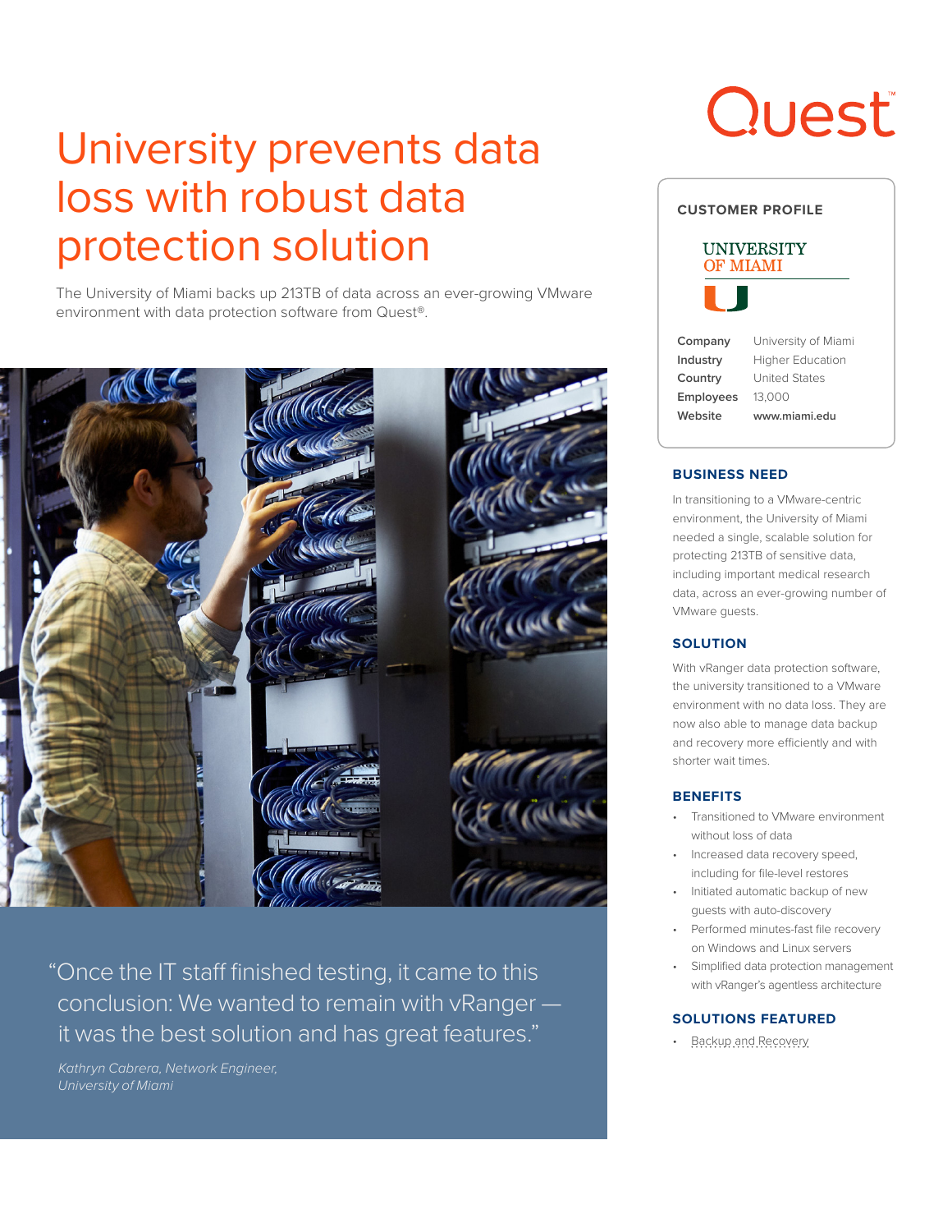# University prevents data loss with robust data protection solution

The University of Miami backs up 213TB of data across an ever-growing VMware environment with data protection software from Quest®.

> "Once the IT staff finished testing, it came to this conclusion: We wanted to remain with vRanger — it was the best solution and has great features."
>
> *Kathryn Cabrera, Network Engineer, University of Miami*

## CUSTOMER PROFILE

UNIVERSITY OF MIAMI

| | |
|---|---|
| **Company** | University of Miami |
| **Industry** | Higher Education |
| **Country** | United States |
| **Employees** | 13,000 |
| **Website** | www.miami.edu |

## BUSINESS NEED

In transitioning to a VMware-centric environment, the University of Miami needed a single, scalable solution for protecting 213TB of sensitive data, including important medical research data, across an ever-growing number of VMware guests.

## SOLUTION

With vRanger data protection software, the university transitioned to a VMware environment with no data loss. They are now also able to manage data backup and recovery more efficiently and with shorter wait times.

## BENEFITS

- Transitioned to VMware environment without loss of data
- Increased data recovery speed, including for file-level restores
- Initiated automatic backup of new guests with auto-discovery
- Performed minutes-fast file recovery on Windows and Linux servers
- Simplified data protection management with vRanger's agentless architecture

## SOLUTIONS FEATURED

- Backup and Recovery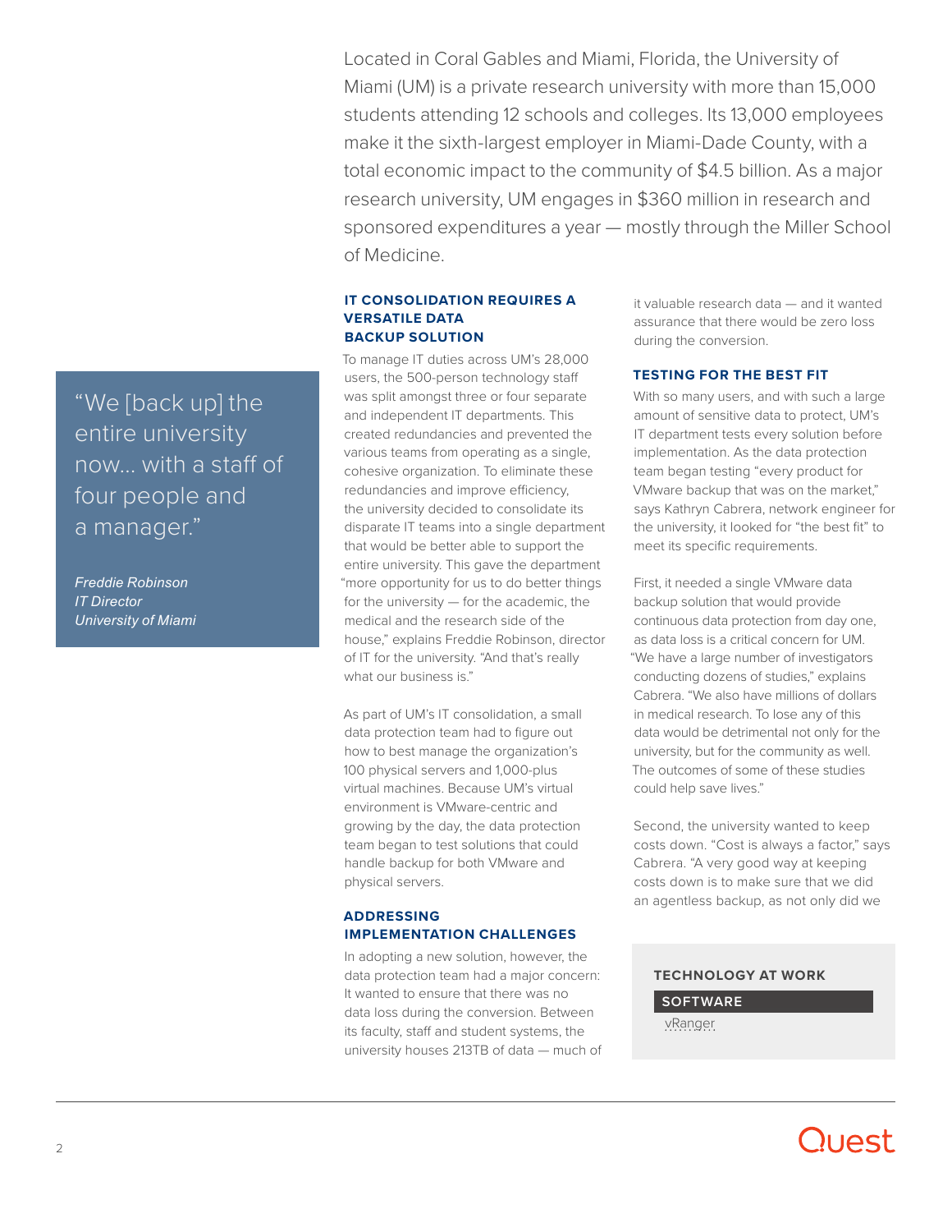Located in Coral Gables and Miami, Florida, the University of Miami (UM) is a private research university with more than 15,000 students attending 12 schools and colleges. Its 13,000 employees make it the sixth-largest employer in Miami-Dade County, with a total economic impact to the community of $4.5 billion. As a major research university, UM engages in $360 million in research and sponsored expenditures a year — mostly through the Miller School of Medicine.

> "We [back up] the entire university now... with a staff of four people and a manager."
>
> *Freddie Robinson*
> *IT Director*
> *University of Miami*

## IT CONSOLIDATION REQUIRES A VERSATILE DATA BACKUP SOLUTION

To manage IT duties across UM's 28,000 users, the 500-person technology staff was split amongst three or four separate and independent IT departments. This created redundancies and prevented the various teams from operating as a single, cohesive organization. To eliminate these redundancies and improve efficiency, the university decided to consolidate its disparate IT teams into a single department that would be better able to support the entire university. This gave the department "more opportunity for us to do better things for the university — for the academic, the medical and the research side of the house," explains Freddie Robinson, director of IT for the university. "And that's really what our business is."

As part of UM's IT consolidation, a small data protection team had to figure out how to best manage the organization's 100 physical servers and 1,000-plus virtual machines. Because UM's virtual environment is VMware-centric and growing by the day, the data protection team began to test solutions that could handle backup for both VMware and physical servers.

## ADDRESSING IMPLEMENTATION CHALLENGES

In adopting a new solution, however, the data protection team had a major concern: It wanted to ensure that there was no data loss during the conversion. Between its faculty, staff and student systems, the university houses 213TB of data — much of it valuable research data — and it wanted assurance that there would be zero loss during the conversion.

## TESTING FOR THE BEST FIT

With so many users, and with such a large amount of sensitive data to protect, UM's IT department tests every solution before implementation. As the data protection team began testing "every product for VMware backup that was on the market," says Kathryn Cabrera, network engineer for the university, it looked for "the best fit" to meet its specific requirements.

First, it needed a single VMware data backup solution that would provide continuous data protection from day one, as data loss is a critical concern for UM. "We have a large number of investigators conducting dozens of studies," explains Cabrera. "We also have millions of dollars in medical research. To lose any of this data would be detrimental not only for the university, but for the community as well. The outcomes of some of these studies could help save lives."

Second, the university wanted to keep costs down. "Cost is always a factor," says Cabrera. "A very good way at keeping costs down is to make sure that we did an agentless backup, as not only did we

**TECHNOLOGY AT WORK**

**SOFTWARE**

vRanger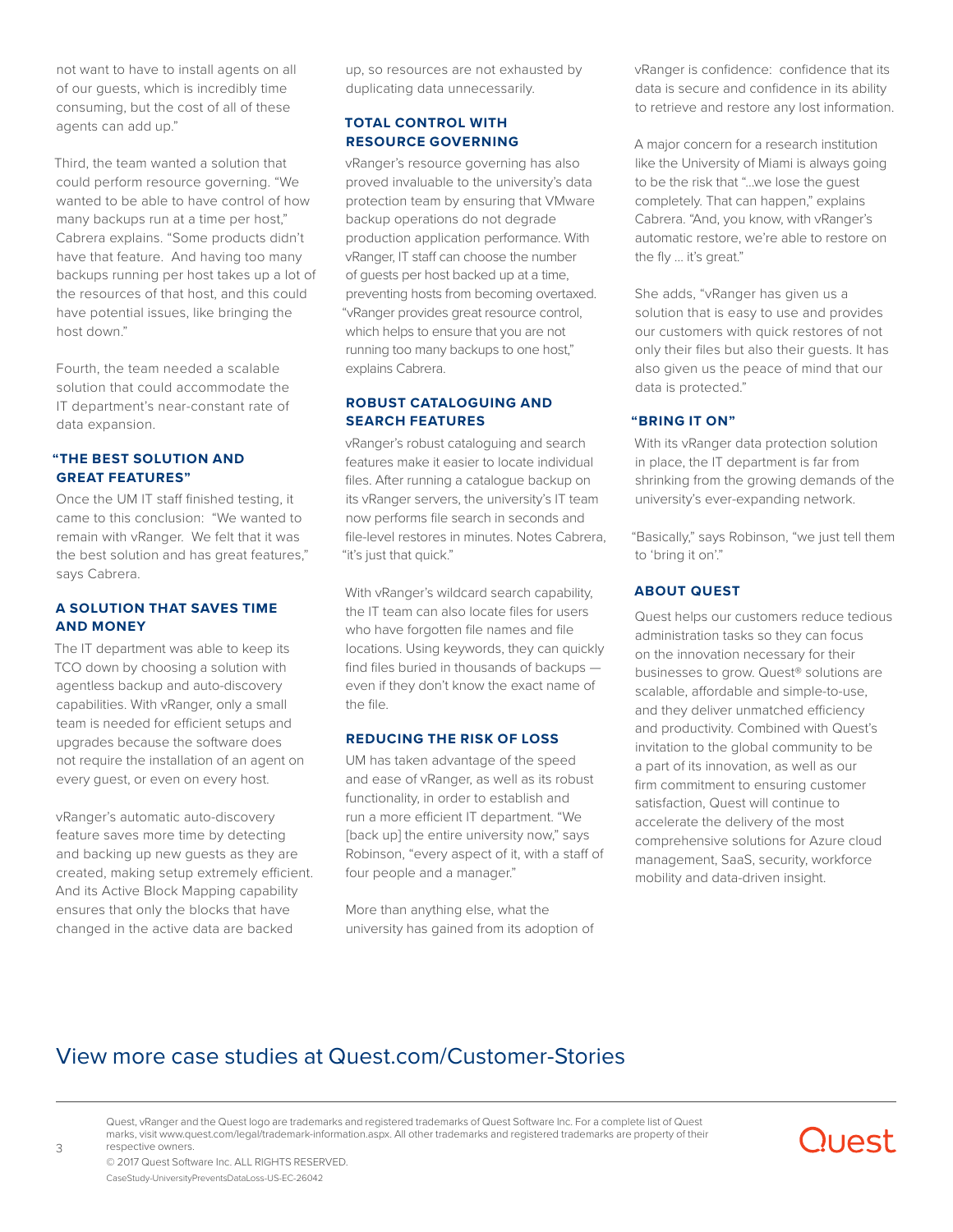not want to have to install agents on all of our guests, which is incredibly time consuming, but the cost of all of these agents can add up."

Third, the team wanted a solution that could perform resource governing. "We wanted to be able to have control of how many backups run at a time per host," Cabrera explains. "Some products didn't have that feature. And having too many backups running per host takes up a lot of the resources of that host, and this could have potential issues, like bringing the host down."

Fourth, the team needed a scalable solution that could accommodate the IT department's near-constant rate of data expansion.

### "THE BEST SOLUTION AND GREAT FEATURES"

Once the UM IT staff finished testing, it came to this conclusion: "We wanted to remain with vRanger. We felt that it was the best solution and has great features," says Cabrera.

### A SOLUTION THAT SAVES TIME AND MONEY

The IT department was able to keep its TCO down by choosing a solution with agentless backup and auto-discovery capabilities. With vRanger, only a small team is needed for efficient setups and upgrades because the software does not require the installation of an agent on every guest, or even on every host.

vRanger's automatic auto-discovery feature saves more time by detecting and backing up new guests as they are created, making setup extremely efficient. And its Active Block Mapping capability ensures that only the blocks that have changed in the active data are backed up, so resources are not exhausted by duplicating data unnecessarily.

### TOTAL CONTROL WITH RESOURCE GOVERNING

vRanger's resource governing has also proved invaluable to the university's data protection team by ensuring that VMware backup operations do not degrade production application performance. With vRanger, IT staff can choose the number of guests per host backed up at a time, preventing hosts from becoming overtaxed. "vRanger provides great resource control, which helps to ensure that you are not running too many backups to one host," explains Cabrera.

### ROBUST CATALOGUING AND SEARCH FEATURES

vRanger's robust cataloguing and search features make it easier to locate individual files. After running a catalogue backup on its vRanger servers, the university's IT team now performs file search in seconds and file-level restores in minutes. Notes Cabrera, "it's just that quick."

With vRanger's wildcard search capability, the IT team can also locate files for users who have forgotten file names and file locations. Using keywords, they can quickly find files buried in thousands of backups — even if they don't know the exact name of the file.

### REDUCING THE RISK OF LOSS

UM has taken advantage of the speed and ease of vRanger, as well as its robust functionality, in order to establish and run a more efficient IT department. "We [back up] the entire university now," says Robinson, "every aspect of it, with a staff of four people and a manager."

More than anything else, what the university has gained from its adoption of vRanger is confidence: confidence that its data is secure and confidence in its ability to retrieve and restore any lost information.

A major concern for a research institution like the University of Miami is always going to be the risk that "...we lose the guest completely. That can happen," explains Cabrera. "And, you know, with vRanger's automatic restore, we're able to restore on the fly ... it's great."

She adds, "vRanger has given us a solution that is easy to use and provides our customers with quick restores of not only their files but also their guests. It has also given us the peace of mind that our data is protected."

### "BRING IT ON"

With its vRanger data protection solution in place, the IT department is far from shrinking from the growing demands of the university's ever-expanding network.

"Basically," says Robinson, "we just tell them to 'bring it on'."

### ABOUT QUEST

Quest helps our customers reduce tedious administration tasks so they can focus on the innovation necessary for their businesses to grow. Quest® solutions are scalable, affordable and simple-to-use, and they deliver unmatched efficiency and productivity. Combined with Quest's invitation to the global community to be a part of its innovation, as well as our firm commitment to ensuring customer satisfaction, Quest will continue to accelerate the delivery of the most comprehensive solutions for Azure cloud management, SaaS, security, workforce mobility and data-driven insight.

## View more case studies at Quest.com/Customer-Stories

Quest, vRanger and the Quest logo are trademarks and registered trademarks of Quest Software Inc. For a complete list of Quest marks, visit www.quest.com/legal/trademark-information.aspx. All other trademarks and registered trademarks are property of their respective owners.

© 2017 Quest Software Inc. ALL RIGHTS RESERVED.

CaseStudy-UniversityPreventsDataLoss-US-EC-26042

Quest